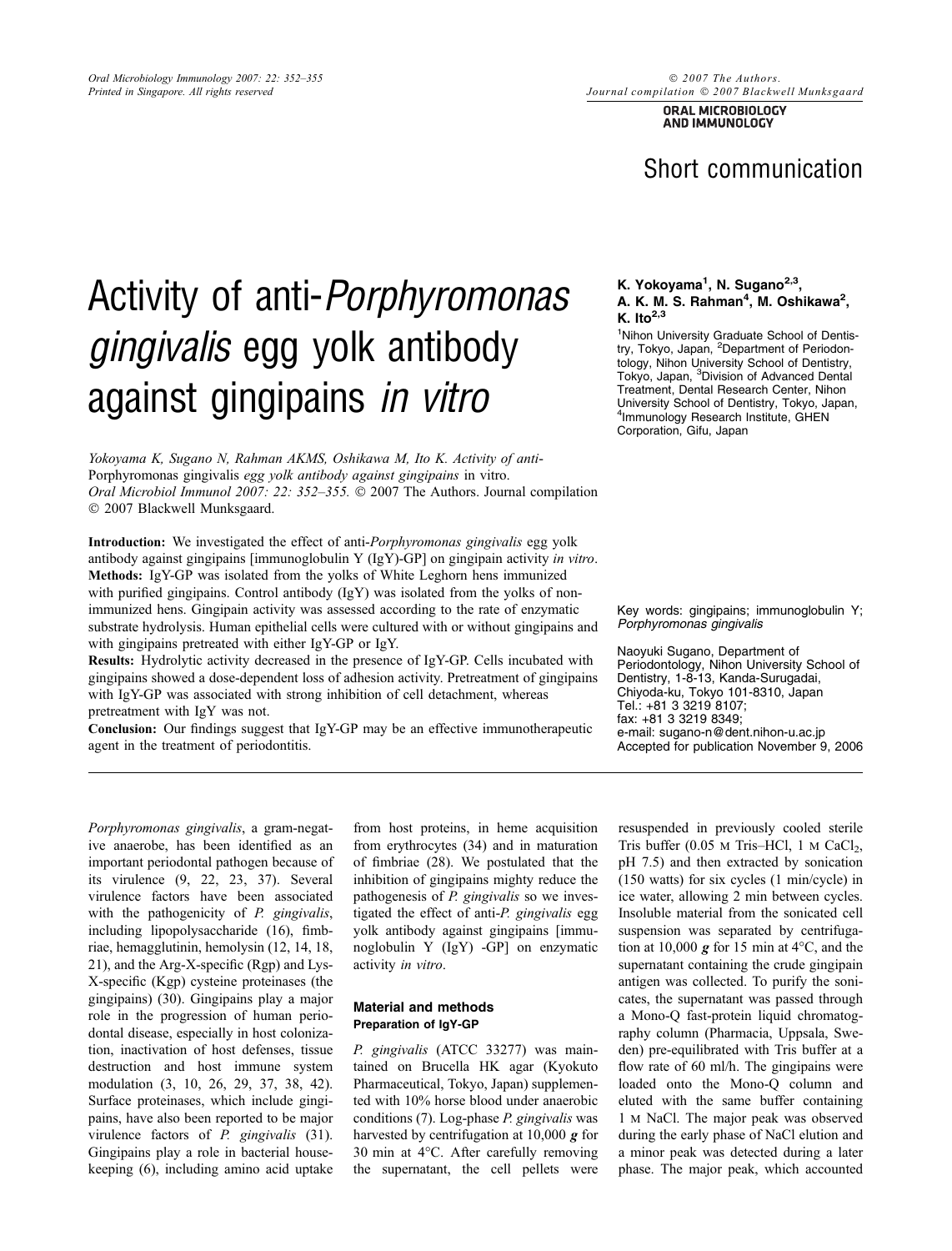Short communication

# Activity of anti-*Porphyromonas gingivalis* egg yolk antibody against gingipains *in vitro*

**K. Yokoyama[1], N. Sugano[2,3], A. K. M. S. Rahman[4], M. Oshikawa[2], K. Ito[2,3]**

[1]Nihon University Graduate School of Dentistry, Tokyo, Japan, [2]Department of Periodontology, Nihon University School of Dentistry, Tokyo, Japan, [3]Division of Advanced Dental Treatment, Dental Research Center, Nihon University School of Dentistry, Tokyo, Japan, [4]Immunology Research Institute, GHEN Corporation, Gifu, Japan

*Yokoyama K, Sugano N, Rahman AKMS, Oshikawa M, Ito K. Activity of anti-*Porphyromonas gingivalis *egg yolk antibody against gingipains* in vitro. *Oral Microbiol Immunol 2007: 22: 352–355.* © 2007 The Authors. Journal compilation © 2007 Blackwell Munksgaard.

**Introduction:** We investigated the effect of anti-*Porphyromonas gingivalis* egg yolk antibody against gingipains [immunoglobulin Y (IgY)-GP] on gingipain activity *in vitro*.
**Methods:** IgY-GP was isolated from the yolks of White Leghorn hens immunized with purified gingipains. Control antibody (IgY) was isolated from the yolks of non-immunized hens. Gingipain activity was assessed according to the rate of enzymatic substrate hydrolysis. Human epithelial cells were cultured with or without gingipains and with gingipains pretreated with either IgY-GP or IgY.
**Results:** Hydrolytic activity decreased in the presence of IgY-GP. Cells incubated with gingipains showed a dose-dependent loss of adhesion activity. Pretreatment of gingipains with IgY-GP was associated with strong inhibition of cell detachment, whereas pretreatment with IgY was not.
**Conclusion:** Our findings suggest that IgY-GP may be an effective immunotherapeutic agent in the treatment of periodontitis.

Key words: gingipains; immunoglobulin Y; *Porphyromonas gingivalis*

Naoyuki Sugano, Department of Periodontology, Nihon University School of Dentistry, 1-8-13, Kanda-Surugadai, Chiyoda-ku, Tokyo 101-8310, Japan
Tel.: +81 3 3219 8107;
fax: +81 3 3219 8349;
e-mail: sugano-n@dent.nihon-u.ac.jp
Accepted for publication November 9, 2006

*Porphyromonas gingivalis*, a gram-negative anaerobe, has been identified as an important periodontal pathogen because of its virulence (9, 22, 23, 37). Several virulence factors have been associated with the pathogenicity of *P. gingivalis*, including lipopolysaccharide (16), fimbriae, hemagglutinin, hemolysin (12, 14, 18, 21), and the Arg-X-specific (Rgp) and Lys-X-specific (Kgp) cysteine proteinases (the gingipains) (30). Gingipains play a major role in the progression of human periodontal disease, especially in host colonization, inactivation of host defenses, tissue destruction and host immune system modulation (3, 10, 26, 29, 37, 38, 42). Surface proteinases, which include gingipains, have also been reported to be major virulence factors of *P. gingivalis* (31). Gingipains play a role in bacterial housekeeping (6), including amino acid uptake from host proteins, in heme acquisition from erythrocytes (34) and in maturation of fimbriae (28). We postulated that the inhibition of gingipains mighty reduce the pathogenesis of *P. gingivalis* so we investigated the effect of anti-*P. gingivalis* egg yolk antibody against gingipains [immunoglobulin Y (IgY) -GP] on enzymatic activity *in vitro*.

## Material and methods

### Preparation of IgY-GP

*P. gingivalis* (ATCC 33277) was maintained on Brucella HK agar (Kyokuto Pharmaceutical, Tokyo, Japan) supplemented with 10% horse blood under anaerobic conditions (7). Log-phase *P. gingivalis* was harvested by centrifugation at 10,000 ***g*** for 30 min at 4°C. After carefully removing the supernatant, the cell pellets were resuspended in previously cooled sterile Tris buffer (0.05 M Tris–HCl, 1 M $CaCl_2$, pH 7.5) and then extracted by sonication (150 watts) for six cycles (1 min/cycle) in ice water, allowing 2 min between cycles. Insoluble material from the sonicated cell suspension was separated by centrifugation at 10,000 ***g*** for 15 min at 4°C, and the supernatant containing the crude gingipain antigen was collected. To purify the sonicates, the supernatant was passed through a Mono-Q fast-protein liquid chromatography column (Pharmacia, Uppsala, Sweden) pre-equilibrated with Tris buffer at a flow rate of 60 ml/h. The gingipains were loaded onto the Mono-Q column and eluted with the same buffer containing 1 M NaCl. The major peak was observed during the early phase of NaCl elution and a minor peak was detected during a later phase. The major peak, which accounted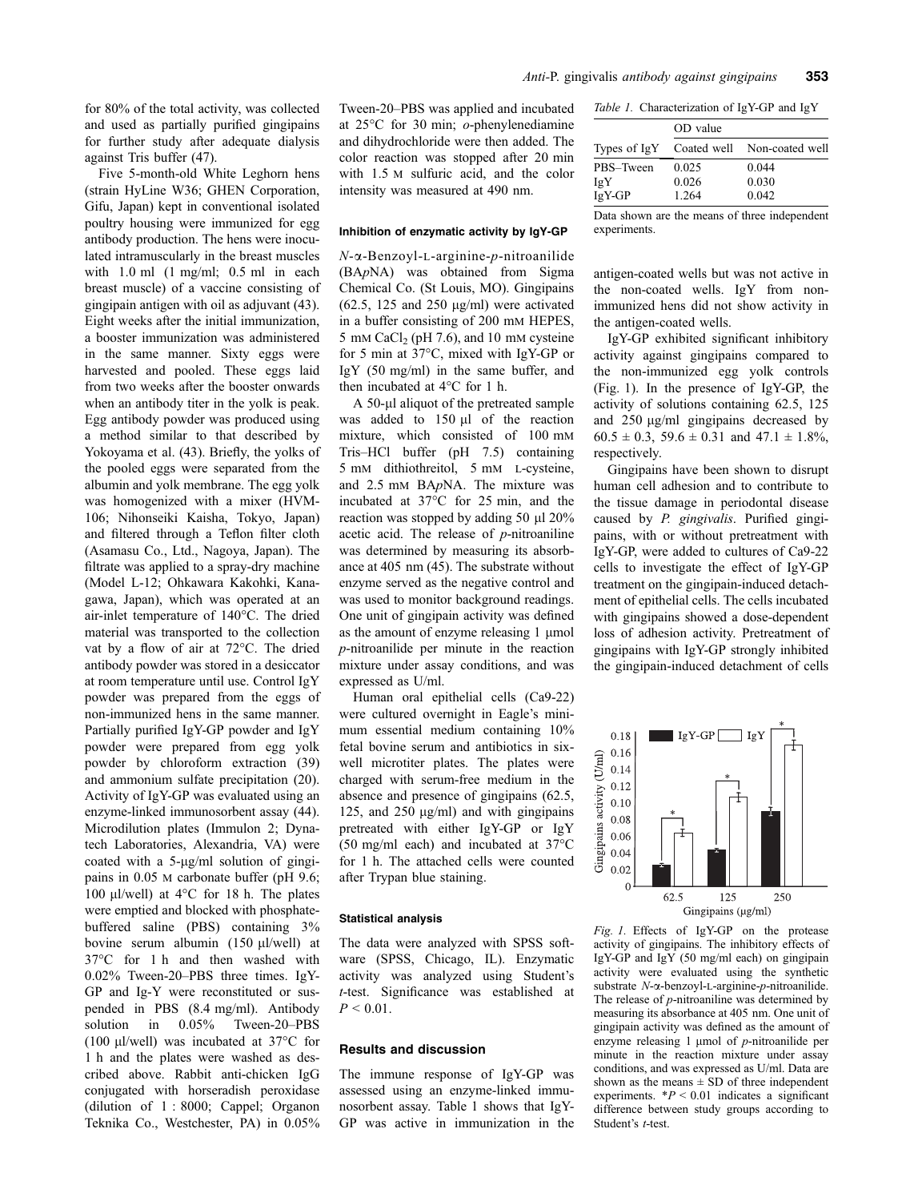for 80% of the total activity, was collected and used as partially purified gingipains for further study after adequate dialysis against Tris buffer (47).

Five 5-month-old White Leghorn hens (strain HyLine W36; GHEN Corporation, Gifu, Japan) kept in conventional isolated poultry housing were immunized for egg antibody production. The hens were inoculated intramuscularly in the breast muscles with 1.0 ml (1 mg/ml; 0.5 ml in each breast muscle) of a vaccine consisting of gingipain antigen with oil as adjuvant (43). Eight weeks after the initial immunization, a booster immunization was administered in the same manner. Sixty eggs were harvested and pooled. These eggs laid from two weeks after the booster onwards when an antibody titer in the yolk is peak. Egg antibody powder was produced using a method similar to that described by Yokoyama et al. (43). Briefly, the yolks of the pooled eggs were separated from the albumin and yolk membrane. The egg yolk was homogenized with a mixer (HVM-106; Nihonseiki Kaisha, Tokyo, Japan) and filtered through a Teflon filter cloth (Asamasu Co., Ltd., Nagoya, Japan). The filtrate was applied to a spray-dry machine (Model L-12; Ohkawara Kakohki, Kanagawa, Japan), which was operated at an air-inlet temperature of 140°C. The dried material was transported to the collection vat by a flow of air at 72°C. The dried antibody powder was stored in a desiccator at room temperature until use. Control IgY powder was prepared from the eggs of non-immunized hens in the same manner. Partially purified IgY-GP powder and IgY powder were prepared from egg yolk powder by chloroform extraction (39) and ammonium sulfate precipitation (20). Activity of IgY-GP was evaluated using an enzyme-linked immunosorbent assay (44). Microdilution plates (Immulon 2; Dynatech Laboratories, Alexandria, VA) were coated with a 5-μg/ml solution of gingipains in 0.05 M carbonate buffer (pH 9.6; 100 μl/well) at 4°C for 18 h. The plates were emptied and blocked with phosphate-buffered saline (PBS) containing 3% bovine serum albumin (150 μl/well) at 37°C for 1 h and then washed with 0.02% Tween-20–PBS three times. IgY-GP and Ig-Y were reconstituted or suspended in PBS (8.4 mg/ml). Antibody solution in 0.05% Tween-20–PBS (100 μl/well) was incubated at 37°C for 1 h and the plates were washed as described above. Rabbit anti-chicken IgG conjugated with horseradish peroxidase (dilution of 1 : 8000; Cappel; Organon Teknika Co., Westchester, PA) in 0.05% Tween-20–PBS was applied and incubated at 25°C for 30 min; *o*-phenylenediamine and dihydrochloride were then added. The color reaction was stopped after 20 min with 1.5 M sulfuric acid, and the color intensity was measured at 490 nm.

#### Inhibition of enzymatic activity by IgY-GP

*N*-α-Benzoyl-L-arginine-*p*-nitroanilide (BA*p*NA) was obtained from Sigma Chemical Co. (St Louis, MO). Gingipains (62.5, 125 and 250 μg/ml) were activated in a buffer consisting of 200 mM HEPES, 5 mM $CaCl_2$ (pH 7.6), and 10 mM cysteine for 5 min at 37°C, mixed with IgY-GP or IgY (50 mg/ml) in the same buffer, and then incubated at 4°C for 1 h.

A 50-μl aliquot of the pretreated sample was added to 150 μl of the reaction mixture, which consisted of 100 mM Tris–HCl buffer (pH 7.5) containing 5 mM dithiothreitol, 5 mM L-cysteine, and 2.5 mM BA*p*NA. The mixture was incubated at 37°C for 25 min, and the reaction was stopped by adding 50 μl 20% acetic acid. The release of *p*-nitroaniline was determined by measuring its absorbance at 405 nm (45). The substrate without enzyme served as the negative control and was used to monitor background readings. One unit of gingipain activity was defined as the amount of enzyme releasing 1 μmol *p*-nitroanilide per minute in the reaction mixture under assay conditions, and was expressed as U/ml.

Human oral epithelial cells (Ca9-22) were cultured overnight in Eagle's minimum essential medium containing 10% fetal bovine serum and antibiotics in six-well microtiter plates. The plates were charged with serum-free medium in the absence and presence of gingipains (62.5, 125, and 250 μg/ml) and with gingipains pretreated with either IgY-GP or IgY (50 mg/ml each) and incubated at 37°C for 1 h. The attached cells were counted after Trypan blue staining.

#### Statistical analysis

The data were analyzed with SPSS software (SPSS, Chicago, IL). Enzymatic activity was analyzed using Student's *t*-test. Significance was established at $P < 0.01$.

### Results and discussion

The immune response of IgY-GP was assessed using an enzyme-linked immunosorbent assay. Table 1 shows that IgY-GP was active in immunization in the antigen-coated wells but was not active in the non-coated wells. IgY from non-immunized hens did not show activity in the antigen-coated wells.

*Table 1.* Characterization of IgY-GP and IgY

| | OD value | |
|---|---|---|
| Types of IgY | Coated well | Non-coated well |
| PBS–Tween | 0.025 | 0.044 |
| IgY | 0.026 | 0.030 |
| IgY-GP | 1.264 | 0.042 |

Data shown are the means of three independent experiments.

IgY-GP exhibited significant inhibitory activity against gingipains compared to the non-immunized egg yolk controls (Fig. 1). In the presence of IgY-GP, the activity of solutions containing 62.5, 125 and 250 μg/ml gingipains decreased by 60.5 ± 0.3, 59.6 ± 0.31 and 47.1 ± 1.8%, respectively.

Gingipains have been shown to disrupt human cell adhesion and to contribute to the tissue damage in periodontal disease caused by *P. gingivalis*. Purified gingipains, with or without pretreatment with IgY-GP, were added to cultures of Ca9-22 cells to investigate the effect of IgY-GP treatment on the gingipain-induced detachment of epithelial cells. The cells incubated with gingipains showed a dose-dependent loss of adhesion activity. Pretreatment of gingipains with IgY-GP strongly inhibited the gingipain-induced detachment of cells

*Fig. 1.* Effects of IgY-GP on the protease activity of gingipains. The inhibitory effects of IgY-GP and IgY (50 mg/ml each) on gingipain activity were evaluated using the synthetic substrate *N*-α-benzoyl-L-arginine-*p*-nitroanilide. The release of *p*-nitroaniline was determined by measuring its absorbance at 405 nm. One unit of gingipain activity was defined as the amount of enzyme releasing 1 μmol of *p*-nitroanilide per minute in the reaction mixture under assay conditions, and was expressed as U/ml. Data are shown as the means ± SD of three independent experiments. *$P < 0.01$ indicates a significant difference between study groups according to Student's *t*-test.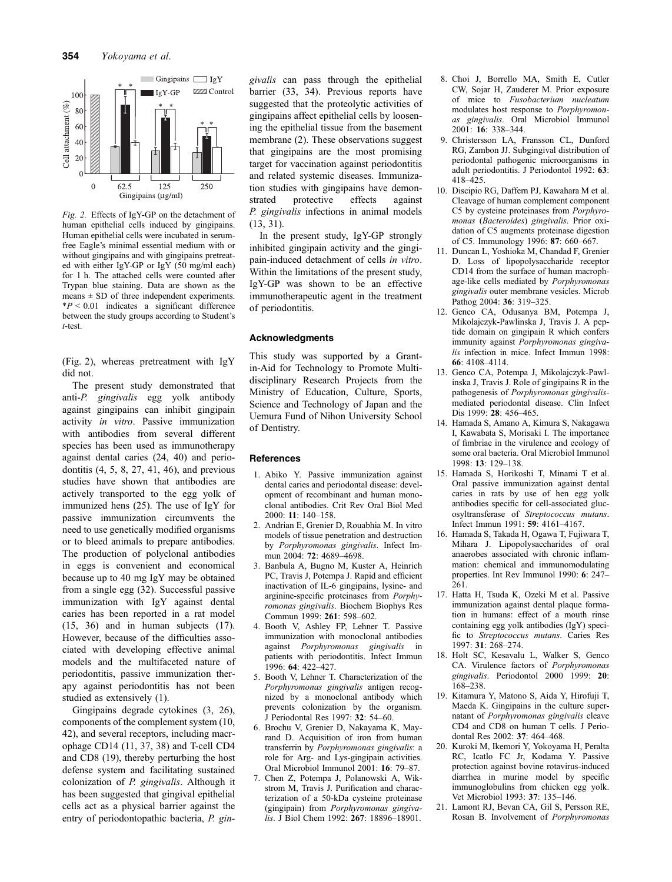*Fig. 2.* Effects of IgY-GP on the detachment of human epithelial cells induced by gingipains. Human epithelial cells were incubated in serum-free Eagle's minimal essential medium with or without gingipains and with gingipains pretreated with either IgY-GP or IgY (50 mg/ml each) for 1 h. The attached cells were counted after Trypan blue staining. Data are shown as the means ± SD of three independent experiments. $*P < 0.01$ indicates a significant difference between the study groups according to Student's *t*-test.

(Fig. 2), whereas pretreatment with IgY did not.

The present study demonstrated that anti-*P. gingivalis* egg yolk antibody against gingipains can inhibit gingipain activity *in vitro*. Passive immunization with antibodies from several different species has been used as immunotherapy against dental caries (24, 40) and periodontitis (4, 5, 8, 27, 41, 46), and previous studies have shown that antibodies are actively transported to the egg yolk of immunized hens (25). The use of IgY for passive immunization circumvents the need to use genetically modified organisms or to bleed animals to prepare antibodies. The production of polyclonal antibodies in eggs is convenient and economical because up to 40 mg IgY may be obtained from a single egg (32). Successful passive immunization with IgY against dental caries has been reported in a rat model (15, 36) and in human subjects (17). However, because of the difficulties associated with developing effective animal models and the multifaceted nature of periodontitis, passive immunization therapy against periodontitis has not been studied as extensively (1).

Gingipains degrade cytokines (3, 26), components of the complement system (10, 42), and several receptors, including macrophage CD14 (11, 37, 38) and T-cell CD4 and CD8 (19), thereby perturbing the host defense system and facilitating sustained colonization of *P. gingivalis*. Although it has been suggested that gingival epithelial cells act as a physical barrier against the entry of periodontopathic bacteria, *P. gingivalis* can pass through the epithelial barrier (33, 34). Previous reports have suggested that the proteolytic activities of gingipains affect epithelial cells by loosening the epithelial tissue from the basement membrane (2). These observations suggest that gingipains are the most promising target for vaccination against periodontitis and related systemic diseases. Immunization studies with gingipains have demonstrated protective effects against *P. gingivalis* infections in animal models (13, 31).

In the present study, IgY-GP strongly inhibited gingipain activity and the gingipain-induced detachment of cells *in vitro*. Within the limitations of the present study, IgY-GP was shown to be an effective immunotherapeutic agent in the treatment of periodontitis.

## Acknowledgments

This study was supported by a Grant-in-Aid for Technology to Promote Multi-disciplinary Research Projects from the Ministry of Education, Culture, Sports, Science and Technology of Japan and the Uemura Fund of Nihon University School of Dentistry.

## References

1. Abiko Y. Passive immunization against dental caries and periodontal disease: development of recombinant and human monoclonal antibodies. Crit Rev Oral Biol Med 2000: **11**: 140–158.
2. Andrian E, Grenier D, Rouabhia M. In vitro models of tissue penetration and destruction by *Porphyromonas gingivalis*. Infect Immun 2004: **72**: 4689–4698.
3. Banbula A, Bugno M, Kuster A, Heinrich PC, Travis J, Potempa J. Rapid and efficient inactivation of IL-6 gingipains, lysine- and arginine-specific proteinases from *Porphyromonas gingivalis*. Biochem Biophys Res Commun 1999: **261**: 598–602.
4. Booth V, Ashley FP, Lehner T. Passive immunization with monoclonal antibodies against *Porphyromonas gingivalis* in patients with periodontitis. Infect Immun 1996: **64**: 422–427.
5. Booth V, Lehner T. Characterization of the *Porphyromonas gingivalis* antigen recognized by a monoclonal antibody which prevents colonization by the organism. J Periodontal Res 1997: **32**: 54–60.
6. Brochu V, Grenier D, Nakayama K, Mayrand D. Acquisition of iron from human transferrin by *Porphyromonas gingivalis*: a role for Arg- and Lys-gingipain activities. Oral Microbiol Immunol 2001: **16**: 79–87.
7. Chen Z, Potempa J, Polanowski A, Wikstrom M, Travis J. Purification and characterization of a 50-kDa cysteine proteinase (gingipain) from *Porphyromonas gingivalis*. J Biol Chem 1992: **267**: 18896–18901.
8. Choi J, Borrello MA, Smith E, Cutler CW, Sojar H, Zauderer M. Prior exposure of mice to *Fusobacterium nucleatum* modulates host response to *Porphyromonas gingivalis*. Oral Microbiol Immunol 2001: **16**: 338–344.
9. Christersson LA, Fransson CL, Dunford RG, Zambon JJ. Subgingival distribution of periodontal pathogenic microorganisms in adult periodontitis. J Periodontol 1992: **63**: 418–425.
10. Discipio RG, Daffern PJ, Kawahara M et al. Cleavage of human complement component C5 by cysteine proteinases from *Porphyromonas* (*Bacteroides*) *gingivalis*. Prior oxidation of C5 augments proteinase digestion of C5. Immunology 1996: **87**: 660–667.
11. Duncan L, Yoshioka M, Chandad F, Grenier D. Loss of lipopolysaccharide receptor CD14 from the surface of human macrophage-like cells mediated by *Porphyromonas gingivalis* outer membrane vesicles. Microb Pathog 2004: **36**: 319–325.
12. Genco CA, Odusanya BM, Potempa J, Mikolajczyk-Pawlinska J, Travis J. A peptide domain on gingipain R which confers immunity against *Porphyromonas gingivalis* infection in mice. Infect Immun 1998: **66**: 4108–4114.
13. Genco CA, Potempa J, Mikolajczyk-Pawlinska J, Travis J. Role of gingipains R in the pathogenesis of *Porphyromonas gingivalis*-mediated periodontal disease. Clin Infect Dis 1999: **28**: 456–465.
14. Hamada S, Amano A, Kimura S, Nakagawa I, Kawabata S, Morisaki I. The importance of fimbriae in the virulence and ecology of some oral bacteria. Oral Microbiol Immunol 1998: **13**: 129–138.
15. Hamada S, Horikoshi T, Minami T et al. Oral passive immunization against dental caries in rats by use of hen egg yolk antibodies specific for cell-associated glucosyltransferase of *Streptococcus mutans*. Infect Immun 1991: **59**: 4161–4167.
16. Hamada S, Takada H, Ogawa T, Fujiwara T, Mihara J. Lipopolysaccharides of oral anaerobes associated with chronic inflammation: chemical and immunomodulating properties. Int Rev Immunol 1990: **6**: 247–261.
17. Hatta H, Tsuda K, Ozeki M et al. Passive immunization against dental plaque formation in humans: effect of a mouth rinse containing egg yolk antibodies (IgY) specific to *Streptococcus mutans*. Caries Res 1997: **31**: 268–274.
18. Holt SC, Kesavalu L, Walker S, Genco CA. Virulence factors of *Porphyromonas gingivalis*. Periodontol 2000 1999: **20**: 168–238.
19. Kitamura Y, Matono S, Aida Y, Hirofuji T, Maeda K. Gingipains in the culture supernatant of *Porphyromonas gingivalis* cleave CD4 and CD8 on human T cells. J Periodontal Res 2002: **37**: 464–468.
20. Kuroki M, Ikemori Y, Yokoyama H, Peralta RC, Icatlo FC Jr, Kodama Y. Passive protection against bovine rotavirus-induced diarrhea in murine model by specific immunoglobulins from chicken egg yolk. Vet Microbiol 1993: **37**: 135–146.
21. Lamont RJ, Bevan CA, Gil S, Persson RE, Rosan B. Involvement of *Porphyromonas*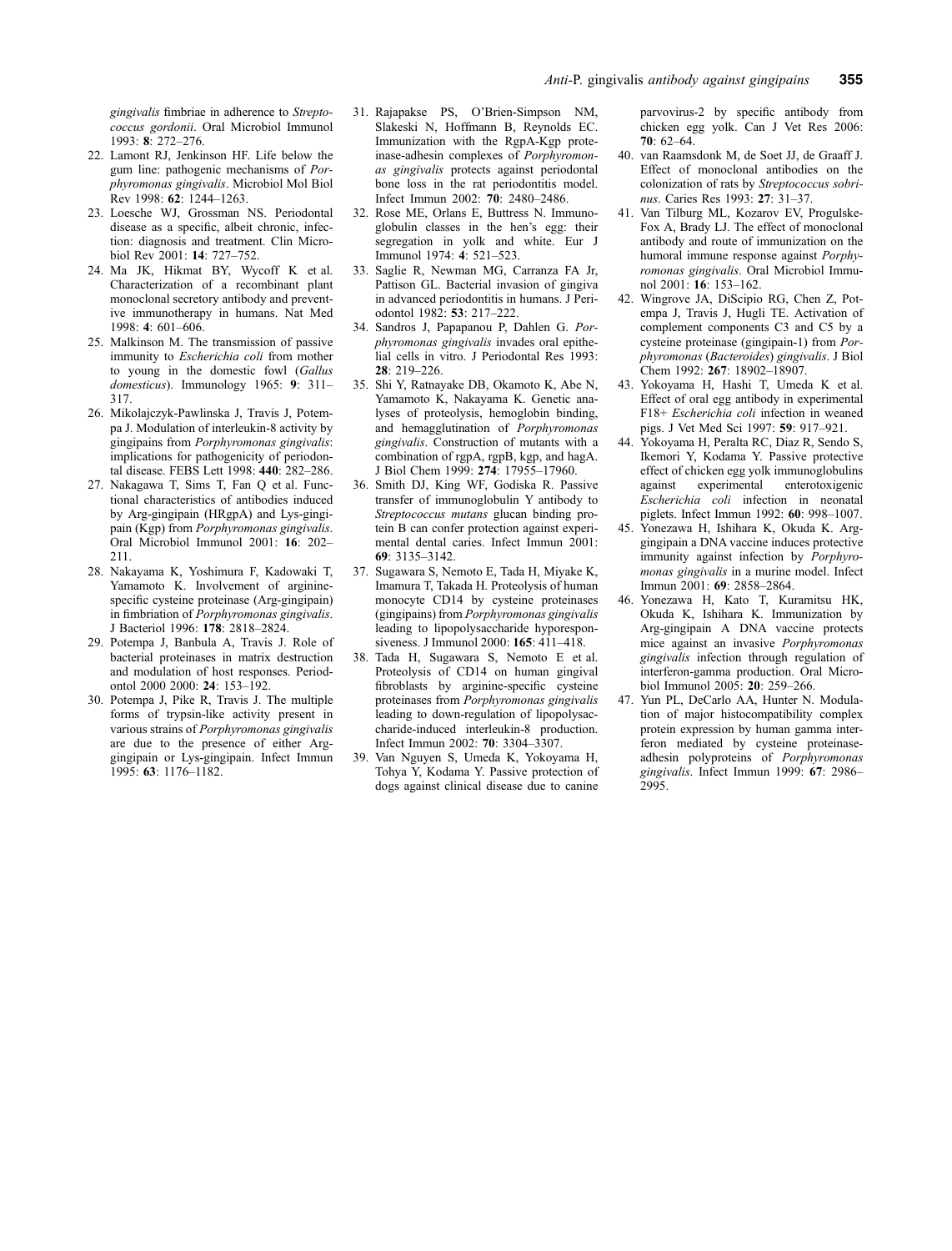*gingivalis* fimbriae in adherence to *Streptococcus gordonii*. Oral Microbiol Immunol 1993: **8**: 272–276.

22. Lamont RJ, Jenkinson HF. Life below the gum line: pathogenic mechanisms of *Porphyromonas gingivalis*. Microbiol Mol Biol Rev 1998: **62**: 1244–1263.
23. Loesche WJ, Grossman NS. Periodontal disease as a specific, albeit chronic, infection: diagnosis and treatment. Clin Microbiol Rev 2001: **14**: 727–752.
24. Ma JK, Hikmat BY, Wycoff K et al. Characterization of a recombinant plant monoclonal secretory antibody and preventive immunotherapy in humans. Nat Med 1998: **4**: 601–606.
25. Malkinson M. The transmission of passive immunity to *Escherichia coli* from mother to young in the domestic fowl (*Gallus domesticus*). Immunology 1965: **9**: 311–317.
26. Mikolajczyk-Pawlinska J, Travis J, Potempa J. Modulation of interleukin-8 activity by gingipains from *Porphyromonas gingivalis*: implications for pathogenicity of periodontal disease. FEBS Lett 1998: **440**: 282–286.
27. Nakagawa T, Sims T, Fan Q et al. Functional characteristics of antibodies induced by Arg-gingipain (HRgpA) and Lys-gingipain (Kgp) from *Porphyromonas gingivalis*. Oral Microbiol Immunol 2001: **16**: 202–211.
28. Nakayama K, Yoshimura F, Kadowaki T, Yamamoto K. Involvement of arginine-specific cysteine proteinase (Arg-gingipain) in fimbriation of *Porphyromonas gingivalis*. J Bacteriol 1996: **178**: 2818–2824.
29. Potempa J, Banbula A, Travis J. Role of bacterial proteinases in matrix destruction and modulation of host responses. Periodontol 2000 2000: **24**: 153–192.
30. Potempa J, Pike R, Travis J. The multiple forms of trypsin-like activity present in various strains of *Porphyromonas gingivalis* are due to the presence of either Arg-gingipain or Lys-gingipain. Infect Immun 1995: **63**: 1176–1182.
31. Rajapakse PS, O'Brien-Simpson NM, Slakeski N, Hoffmann B, Reynolds EC. Immunization with the RgpA-Kgp proteinase-adhesin complexes of *Porphyromonas gingivalis* protects against periodontal bone loss in the rat periodontitis model. Infect Immun 2002: **70**: 2480–2486.
32. Rose ME, Orlans E, Buttress N. Immunoglobulin classes in the hen's egg: their segregation in yolk and white. Eur J Immunol 1974: **4**: 521–523.
33. Saglie R, Newman MG, Carranza FA Jr, Pattison GL. Bacterial invasion of gingiva in advanced periodontitis in humans. J Periodontol 1982: **53**: 217–222.
34. Sandros J, Papapanou P, Dahlen G. *Porphyromonas gingivalis* invades oral epithelial cells in vitro. J Periodontal Res 1993: **28**: 219–226.
35. Shi Y, Ratnayake DB, Okamoto K, Abe N, Yamamoto K, Nakayama K. Genetic analyses of proteolysis, hemoglobin binding, and hemagglutination of *Porphyromonas gingivalis*. Construction of mutants with a combination of rgpA, rgpB, kgp, and hagA. J Biol Chem 1999: **274**: 17955–17960.
36. Smith DJ, King WF, Godiska R. Passive transfer of immunoglobulin Y antibody to *Streptococcus mutans* glucan binding protein B can confer protection against experimental dental caries. Infect Immun 2001: **69**: 3135–3142.
37. Sugawara S, Nemoto E, Tada H, Miyake K, Imamura T, Takada H. Proteolysis of human monocyte CD14 by cysteine proteinases (gingipains) from *Porphyromonas gingivalis* leading to lipopolysaccharide hyporesponsiveness. J Immunol 2000: **165**: 411–418.
38. Tada H, Sugawara S, Nemoto E et al. Proteolysis of CD14 on human gingival fibroblasts by arginine-specific cysteine proteinases from *Porphyromonas gingivalis* leading to down-regulation of lipopolysaccharide-induced interleukin-8 production. Infect Immun 2002: **70**: 3304–3307.
39. Van Nguyen S, Umeda K, Yokoyama H, Tohya Y, Kodama Y. Passive protection of dogs against clinical disease due to canine parvovirus-2 by specific antibody from chicken egg yolk. Can J Vet Res 2006: **70**: 62–64.
40. van Raamsdonk M, de Soet JJ, de Graaff J. Effect of monoclonal antibodies on the colonization of rats by *Streptococcus sobrinus*. Caries Res 1993: **27**: 31–37.
41. Van Tilburg ML, Kozarov EV, Progulske-Fox A, Brady LJ. The effect of monoclonal antibody and route of immunization on the humoral immune response against *Porphyromonas gingivalis*. Oral Microbiol Immunol 2001: **16**: 153–162.
42. Wingrove JA, DiScipio RG, Chen Z, Potempa J, Travis J, Hugli TE. Activation of complement components C3 and C5 by a cysteine proteinase (gingipain-1) from *Porphyromonas* (*Bacteroides*) *gingivalis*. J Biol Chem 1992: **267**: 18902–18907.
43. Yokoyama H, Hashi T, Umeda K et al. Effect of oral egg antibody in experimental F18+ *Escherichia coli* infection in weaned pigs. J Vet Med Sci 1997: **59**: 917–921.
44. Yokoyama H, Peralta RC, Diaz R, Sendo S, Ikemori Y, Kodama Y. Passive protective effect of chicken egg yolk immunoglobulins against experimental enterotoxigenic *Escherichia coli* infection in neonatal piglets. Infect Immun 1992: **60**: 998–1007.
45. Yonezawa H, Ishihara K, Okuda K. Arg-gingipain A DNA vaccine induces protective immunity against infection by *Porphyromonas gingivalis* in a murine model. Infect Immun 2001: **69**: 2858–2864.
46. Yonezawa H, Kato T, Kuramitsu HK, Okuda K, Ishihara K. Immunization by Arg-gingipain A DNA vaccine protects mice against an invasive *Porphyromonas gingivalis* infection through regulation of interferon-gamma production. Oral Microbiol Immunol 2005: **20**: 259–266.
47. Yun PL, DeCarlo AA, Hunter N. Modulation of major histocompatibility complex protein expression by human gamma interferon mediated by cysteine proteinase-adhesin polyproteins of *Porphyromonas gingivalis*. Infect Immun 1999: **67**: 2986–2995.